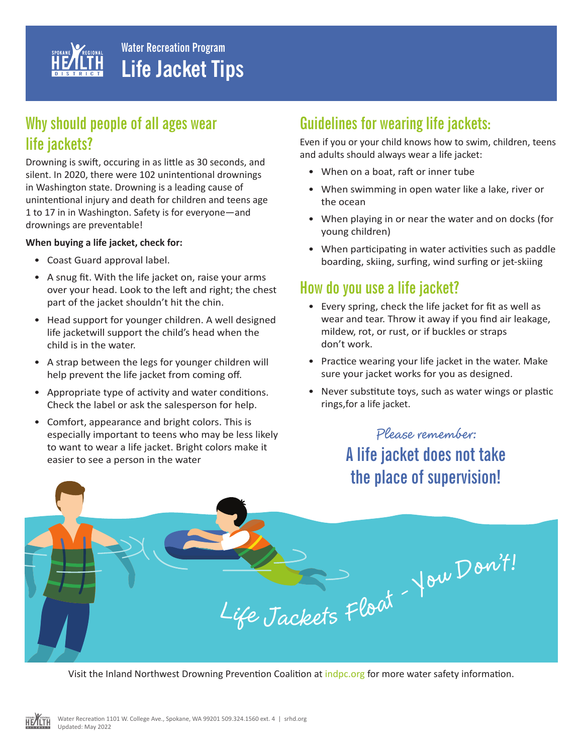Water Recreation Program

# Life Jacket Tips

## Why should people of all ages wear life jackets?

Drowning is swift, occuring in as little as 30 seconds, and silent. In 2020, there were 102 unintentional drownings in Washington state. Drowning is a leading cause of unintentional injury and death for children and teens age 1 to 17 in in Washington. Safety is for everyone—and drownings are preventable!

**When buying a life jacket, check for:**

- Coast Guard approval label.
- A snug fit. With the life jacket on, raise your arms over your head. Look to the left and right; the chest part of the jacket shouldn't hit the chin.
- Head support for younger children. A well designed life jacketwill support the child's head when the child is in the water.
- A strap between the legs for younger children will help prevent the life jacket from coming off.
- Appropriate type of activity and water conditions. Check the label or ask the salesperson for help.
- Comfort, appearance and bright colors. This is especially important to teens who may be less likely to want to wear a life jacket. Bright colors make it easier to see a person in the water

## Guidelines for wearing life jackets:

Even if you or your child knows how to swim, children, teens and adults should always wear a life jacket:

- When on a boat, raft or inner tube
- When swimming in open water like a lake, river or the ocean
- When playing in or near the water and on docks (for young children)
- When participating in water activities such as paddle boarding, skiing, surfing, wind surfing or jet-skiing

## How do you use a life jacket?

- Every spring, check the life jacket for fit as well as wear and tear. Throw it away if you find air leakage, mildew, rot, or rust, or if buckles or straps don't work.
- Practice wearing your life jacket in the water. Make sure your jacket works for you as designed.
- Never substitute toys, such as water wings or plastic rings,for a life jacket.

*Please remember:*

**A life jacket does not take the place of supervision!**

*Life Jackets Float - You Don't!*

Visit the Inland Northwest Drowning Prevention Coalition at indpc.org for more water safety information.

Water Recreation 1101 W. College Ave., Spokane, WA 99201 509.324.1560 ext. 4 | srhd.org
Updated: May 2022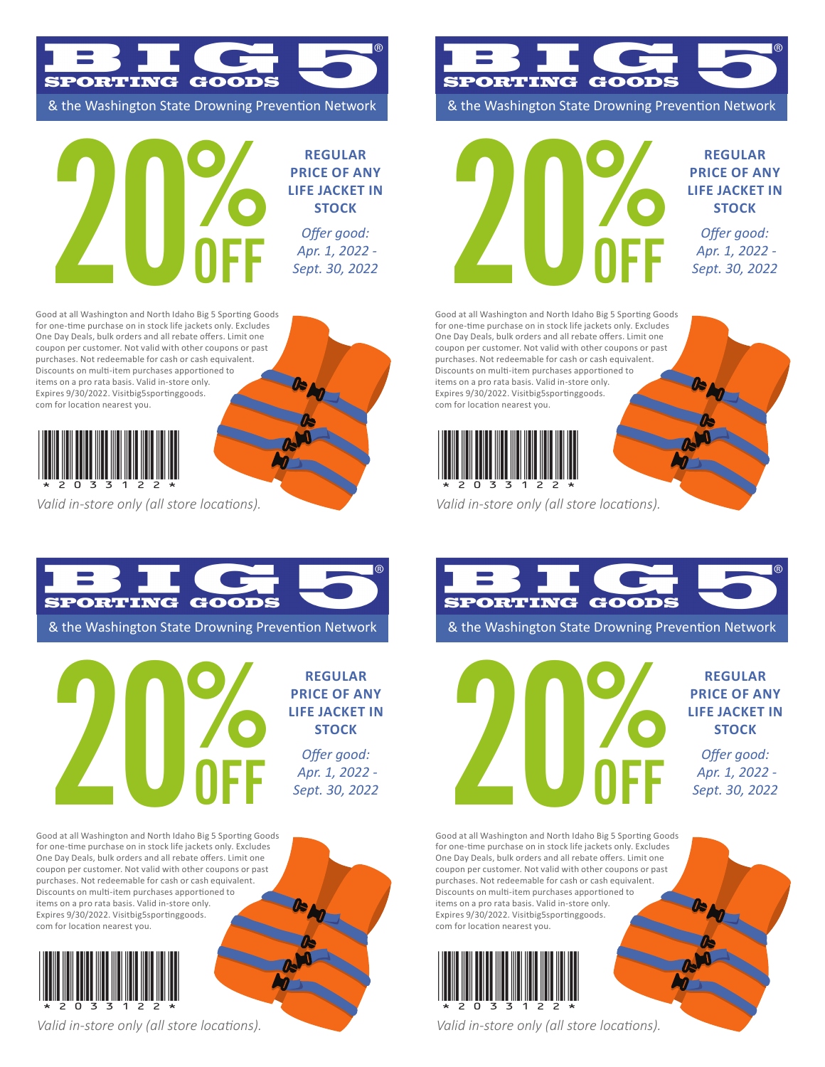# BIG 5 SPORTING GOODS®

& the Washington State Drowning Prevention Network

## 20% OFF

**REGULAR PRICE OF ANY LIFE JACKET IN STOCK**

*Offer good: Apr. 1, 2022 - Sept. 30, 2022*

Good at all Washington and North Idaho Big 5 Sporting Goods for one-time purchase on in stock life jackets only. Excludes One Day Deals, bulk orders and all rebate offers. Limit one coupon per customer. Not valid with other coupons or past purchases. Not redeemable for cash or cash equivalent. Discounts on multi-item purchases apportioned to items on a pro rata basis. Valid in-store only. Expires 9/30/2022. Visitbig5sportinggoods.com for location nearest you.

* 2 0 3 3 1 2 2 *

*Valid in-store only (all store locations).*

---

# BIG 5 SPORTING GOODS®

& the Washington State Drowning Prevention Network

## 20% OFF

**REGULAR PRICE OF ANY LIFE JACKET IN STOCK**

*Offer good: Apr. 1, 2022 - Sept. 30, 2022*

Good at all Washington and North Idaho Big 5 Sporting Goods for one-time purchase on in stock life jackets only. Excludes One Day Deals, bulk orders and all rebate offers. Limit one coupon per customer. Not valid with other coupons or past purchases. Not redeemable for cash or cash equivalent. Discounts on multi-item purchases apportioned to items on a pro rata basis. Valid in-store only. Expires 9/30/2022. Visitbig5sportinggoods.com for location nearest you.

* 2 0 3 3 1 2 2 *

*Valid in-store only (all store locations).*

---

# BIG 5 SPORTING GOODS®

& the Washington State Drowning Prevention Network

## 20% OFF

**REGULAR PRICE OF ANY LIFE JACKET IN STOCK**

*Offer good: Apr. 1, 2022 - Sept. 30, 2022*

Good at all Washington and North Idaho Big 5 Sporting Goods for one-time purchase on in stock life jackets only. Excludes One Day Deals, bulk orders and all rebate offers. Limit one coupon per customer. Not valid with other coupons or past purchases. Not redeemable for cash or cash equivalent. Discounts on multi-item purchases apportioned to items on a pro rata basis. Valid in-store only. Expires 9/30/2022. Visitbig5sportinggoods.com for location nearest you.

* 2 0 3 3 1 2 2 *

*Valid in-store only (all store locations).*

---

# BIG 5 SPORTING GOODS®

& the Washington State Drowning Prevention Network

## 20% OFF

**REGULAR PRICE OF ANY LIFE JACKET IN STOCK**

*Offer good: Apr. 1, 2022 - Sept. 30, 2022*

Good at all Washington and North Idaho Big 5 Sporting Goods for one-time purchase on in stock life jackets only. Excludes One Day Deals, bulk orders and all rebate offers. Limit one coupon per customer. Not valid with other coupons or past purchases. Not redeemable for cash or cash equivalent. Discounts on multi-item purchases apportioned to items on a pro rata basis. Valid in-store only. Expires 9/30/2022. Visitbig5sportinggoods.com for location nearest you.

* 2 0 3 3 1 2 2 *

*Valid in-store only (all store locations).*